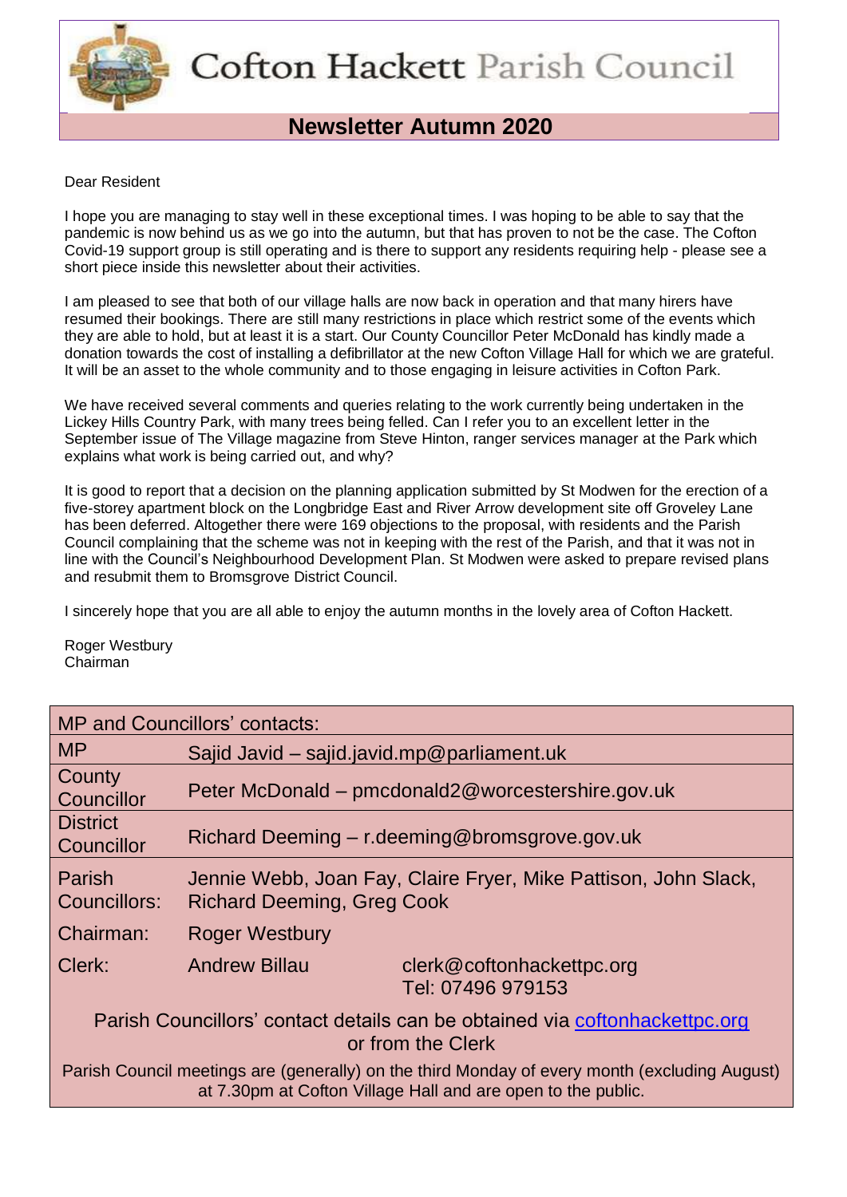# Cofton Hackett Parish Council

## Newsletter Autumn 2020

Dear Resident

I hope you are managing to stay well in these exceptional times. I was hoping to be able to say that the pandemic is now behind us as we go into the autumn, but that has proven to not be the case. The Cofton Covid-19 support group is still operating and is there to support any residents requiring help - please see a short piece inside this newsletter about their activities.

I am pleased to see that both of our village halls are now back in operation and that many hirers have resumed their bookings. There are still many restrictions in place which restrict some of the events which they are able to hold, but at least it is a start. Our County Councillor Peter McDonald has kindly made a donation towards the cost of installing a defibrillator at the new Cofton Village Hall for which we are grateful. It will be an asset to the whole community and to those engaging in leisure activities in Cofton Park.

We have received several comments and queries relating to the work currently being undertaken in the Lickey Hills Country Park, with many trees being felled. Can I refer you to an excellent letter in the September issue of The Village magazine from Steve Hinton, ranger services manager at the Park which explains what work is being carried out, and why?

It is good to report that a decision on the planning application submitted by St Modwen for the erection of a five-storey apartment block on the Longbridge East and River Arrow development site off Groveley Lane has been deferred. Altogether there were 169 objections to the proposal, with residents and the Parish Council complaining that the scheme was not in keeping with the rest of the Parish, and that it was not in line with the Council's Neighbourhood Development Plan. St Modwen were asked to prepare revised plans and resubmit them to Bromsgrove District Council.

I sincerely hope that you are all able to enjoy the autumn months in the lovely area of Cofton Hackett.

Roger Westbury
Chairman

| MP and Councillors' contacts: | | |
|---|---|---|
| MP | Sajid Javid – sajid.javid.mp@parliament.uk | |
| County Councillor | Peter McDonald – pmcdonald2@worcestershire.gov.uk | |
| District Councillor | Richard Deeming – r.deeming@bromsgrove.gov.uk | |
| Parish Councillors: | Jennie Webb, Joan Fay, Claire Fryer, Mike Pattison, John Slack, Richard Deeming, Greg Cook | |
| Chairman: | Roger Westbury | |
| Clerk: | Andrew Billau | clerk@coftonhackettpc.org Tel: 07496 979153 |

Parish Councillors' contact details can be obtained via coftonhackettpc.org or from the Clerk

Parish Council meetings are (generally) on the third Monday of every month (excluding August) at 7.30pm at Cofton Village Hall and are open to the public.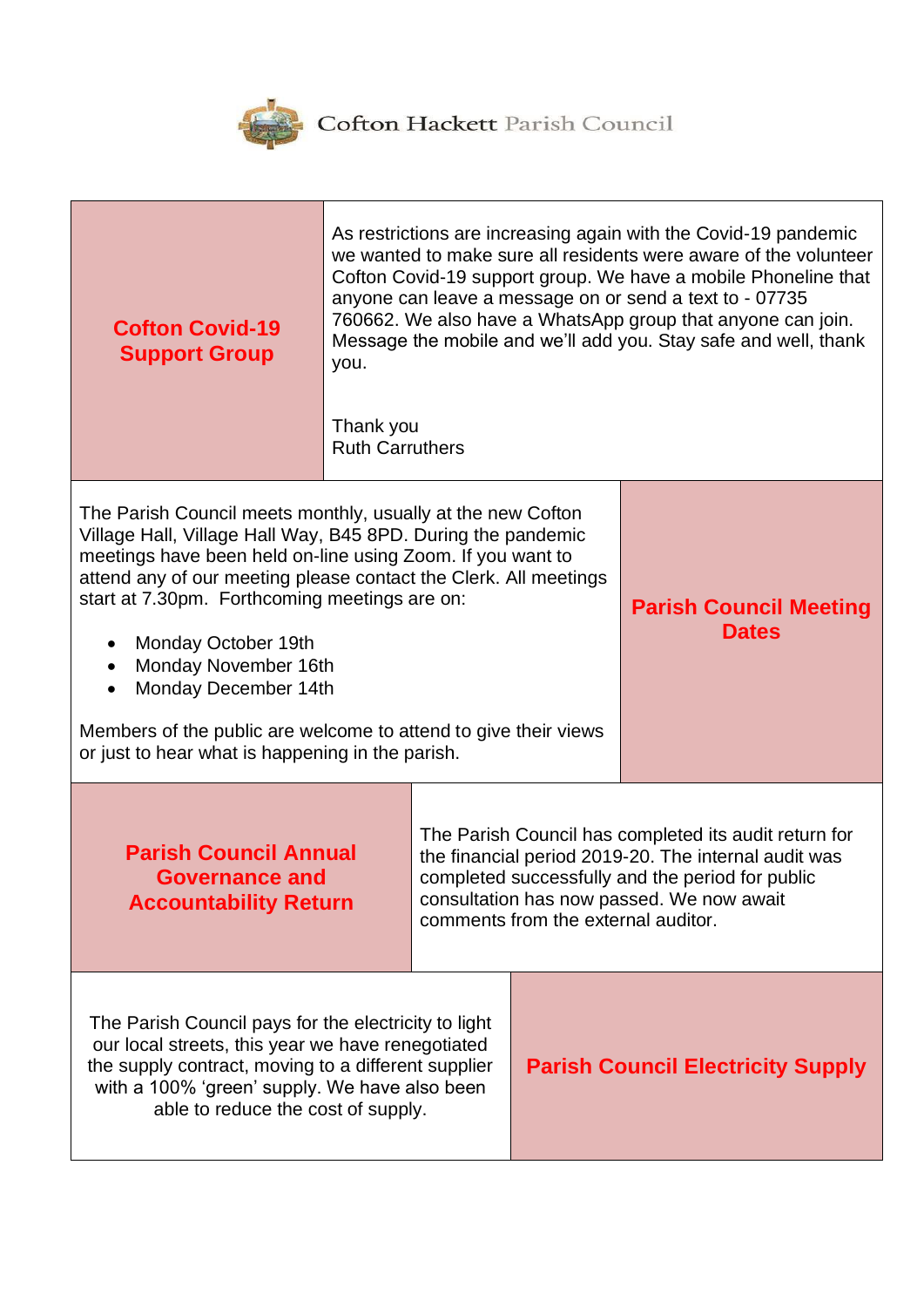Cofton Hackett Parish Council

## Cofton Covid-19 Support Group

As restrictions are increasing again with the Covid-19 pandemic we wanted to make sure all residents were aware of the volunteer Cofton Covid-19 support group. We have a mobile Phoneline that anyone can leave a message on or send a text to - 07735 760662. We also have a WhatsApp group that anyone can join. Message the mobile and we'll add you. Stay safe and well, thank you.

Thank you
Ruth Carruthers

## Parish Council Meeting Dates

The Parish Council meets monthly, usually at the new Cofton Village Hall, Village Hall Way, B45 8PD. During the pandemic meetings have been held on-line using Zoom. If you want to attend any of our meeting please contact the Clerk. All meetings start at 7.30pm. Forthcoming meetings are on:

- Monday October 19th
- Monday November 16th
- Monday December 14th

Members of the public are welcome to attend to give their views or just to hear what is happening in the parish.

## Parish Council Annual Governance and Accountability Return

The Parish Council has completed its audit return for the financial period 2019-20. The internal audit was completed successfully and the period for public consultation has now passed. We now await comments from the external auditor.

## Parish Council Electricity Supply

The Parish Council pays for the electricity to light our local streets, this year we have renegotiated the supply contract, moving to a different supplier with a 100% 'green' supply. We have also been able to reduce the cost of supply.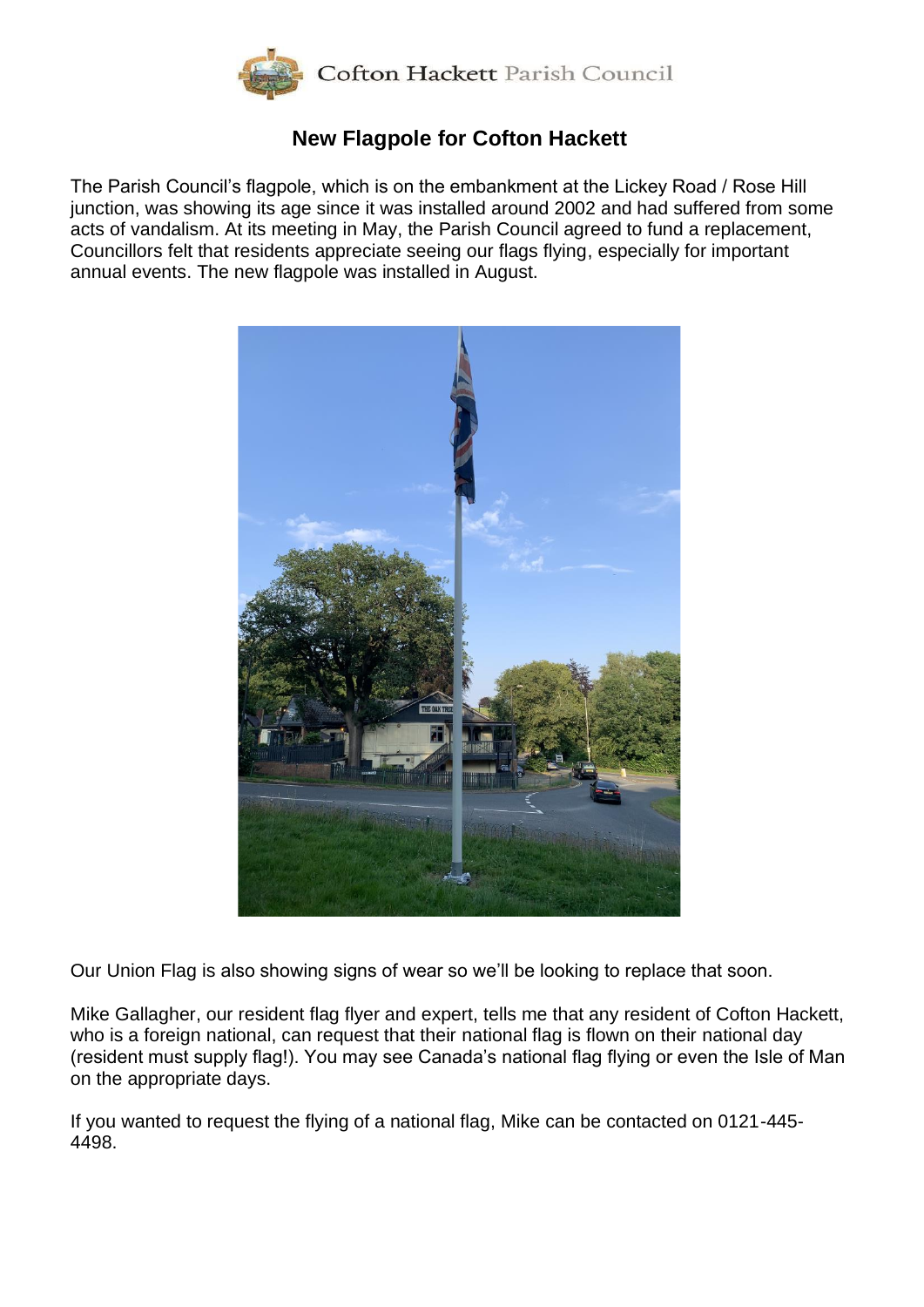# New Flagpole for Cofton Hackett

The Parish Council's flagpole, which is on the embankment at the Lickey Road / Rose Hill junction, was showing its age since it was installed around 2002 and had suffered from some acts of vandalism. At its meeting in May, the Parish Council agreed to fund a replacement, Councillors felt that residents appreciate seeing our flags flying, especially for important annual events. The new flagpole was installed in August.

Our Union Flag is also showing signs of wear so we'll be looking to replace that soon.

Mike Gallagher, our resident flag flyer and expert, tells me that any resident of Cofton Hackett, who is a foreign national, can request that their national flag is flown on their national day (resident must supply flag!). You may see Canada's national flag flying or even the Isle of Man on the appropriate days.

If you wanted to request the flying of a national flag, Mike can be contacted on 0121-445-4498.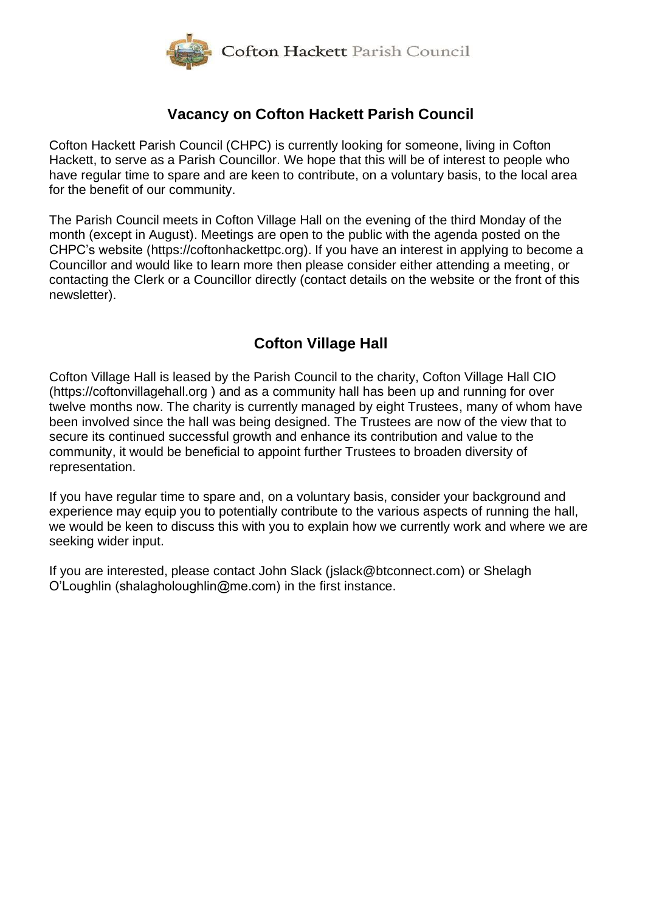Cofton Hackett Parish Council

## Vacancy on Cofton Hackett Parish Council

Cofton Hackett Parish Council (CHPC) is currently looking for someone, living in Cofton Hackett, to serve as a Parish Councillor. We hope that this will be of interest to people who have regular time to spare and are keen to contribute, on a voluntary basis, to the local area for the benefit of our community.

The Parish Council meets in Cofton Village Hall on the evening of the third Monday of the month (except in August). Meetings are open to the public with the agenda posted on the CHPC's website (https://coftonhackettpc.org). If you have an interest in applying to become a Councillor and would like to learn more then please consider either attending a meeting, or contacting the Clerk or a Councillor directly (contact details on the website or the front of this newsletter).

## Cofton Village Hall

Cofton Village Hall is leased by the Parish Council to the charity, Cofton Village Hall CIO (https://coftonvillagehall.org ) and as a community hall has been up and running for over twelve months now. The charity is currently managed by eight Trustees, many of whom have been involved since the hall was being designed. The Trustees are now of the view that to secure its continued successful growth and enhance its contribution and value to the community, it would be beneficial to appoint further Trustees to broaden diversity of representation.

If you have regular time to spare and, on a voluntary basis, consider your background and experience may equip you to potentially contribute to the various aspects of running the hall, we would be keen to discuss this with you to explain how we currently work and where we are seeking wider input.

If you are interested, please contact John Slack (jslack@btconnect.com) or Shelagh O'Loughlin (shalagholoughlin@me.com) in the first instance.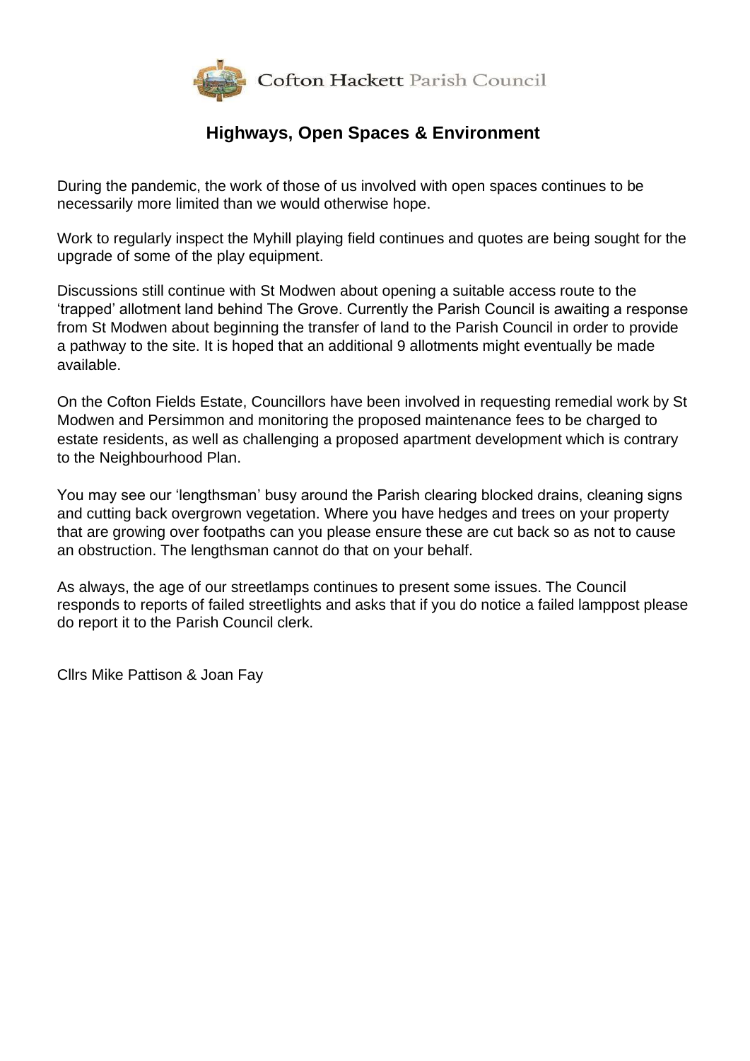Cofton Hackett Parish Council

## Highways, Open Spaces & Environment

During the pandemic, the work of those of us involved with open spaces continues to be necessarily more limited than we would otherwise hope.

Work to regularly inspect the Myhill playing field continues and quotes are being sought for the upgrade of some of the play equipment.

Discussions still continue with St Modwen about opening a suitable access route to the 'trapped' allotment land behind The Grove. Currently the Parish Council is awaiting a response from St Modwen about beginning the transfer of land to the Parish Council in order to provide a pathway to the site. It is hoped that an additional 9 allotments might eventually be made available.

On the Cofton Fields Estate, Councillors have been involved in requesting remedial work by St Modwen and Persimmon and monitoring the proposed maintenance fees to be charged to estate residents, as well as challenging a proposed apartment development which is contrary to the Neighbourhood Plan.

You may see our 'lengthsman' busy around the Parish clearing blocked drains, cleaning signs and cutting back overgrown vegetation. Where you have hedges and trees on your property that are growing over footpaths can you please ensure these are cut back so as not to cause an obstruction. The lengthsman cannot do that on your behalf.

As always, the age of our streetlamps continues to present some issues. The Council responds to reports of failed streetlights and asks that if you do notice a failed lamppost please do report it to the Parish Council clerk.

Cllrs Mike Pattison & Joan Fay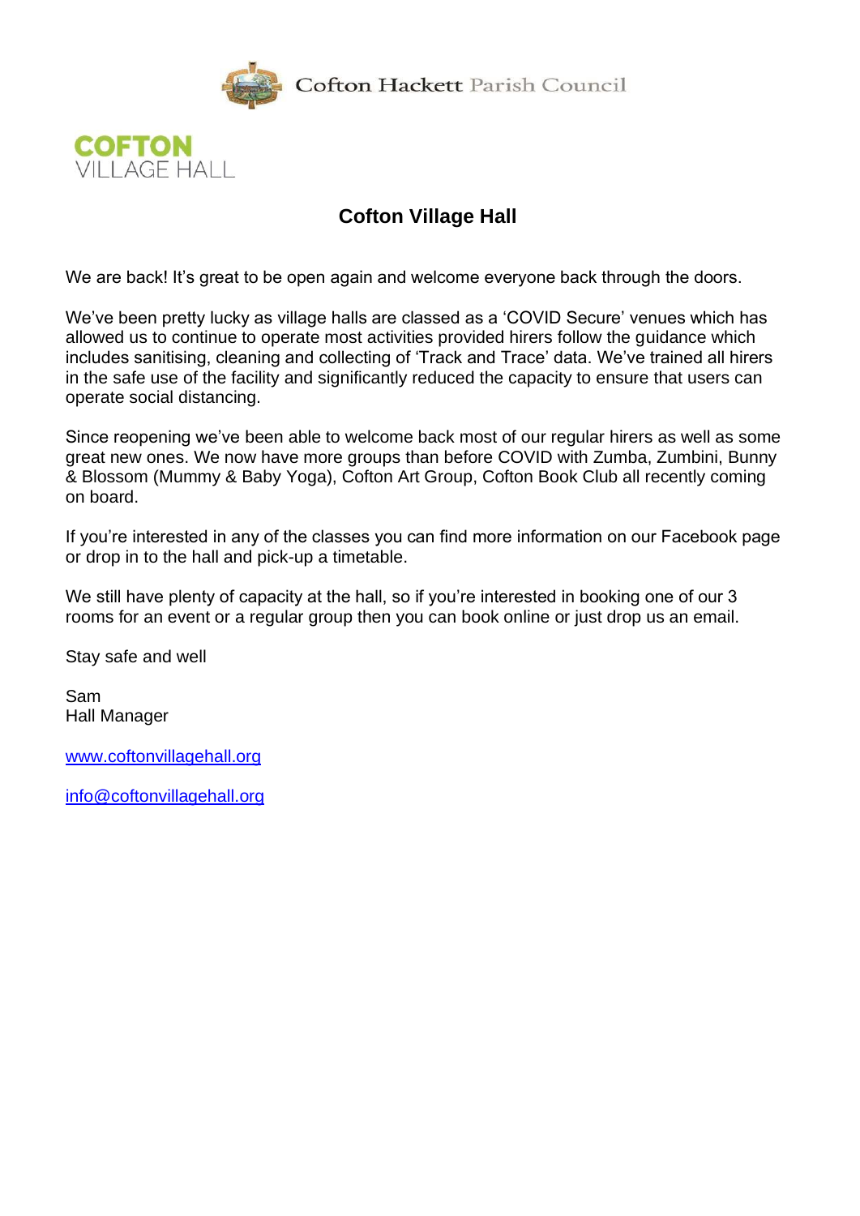Cofton Hackett Parish Council

COFTON
VILLAGE HALL

# Cofton Village Hall

We are back! It's great to be open again and welcome everyone back through the doors.

We've been pretty lucky as village halls are classed as a 'COVID Secure' venues which has allowed us to continue to operate most activities provided hirers follow the guidance which includes sanitising, cleaning and collecting of 'Track and Trace' data. We've trained all hirers in the safe use of the facility and significantly reduced the capacity to ensure that users can operate social distancing.

Since reopening we've been able to welcome back most of our regular hirers as well as some great new ones. We now have more groups than before COVID with Zumba, Zumbini, Bunny & Blossom (Mummy & Baby Yoga), Cofton Art Group, Cofton Book Club all recently coming on board.

If you're interested in any of the classes you can find more information on our Facebook page or drop in to the hall and pick-up a timetable.

We still have plenty of capacity at the hall, so if you're interested in booking one of our 3 rooms for an event or a regular group then you can book online or just drop us an email.

Stay safe and well

Sam
Hall Manager

[www.coftonvillagehall.org](http://www.coftonvillagehall.org)

[info@coftonvillagehall.org](mailto:info@coftonvillagehall.org)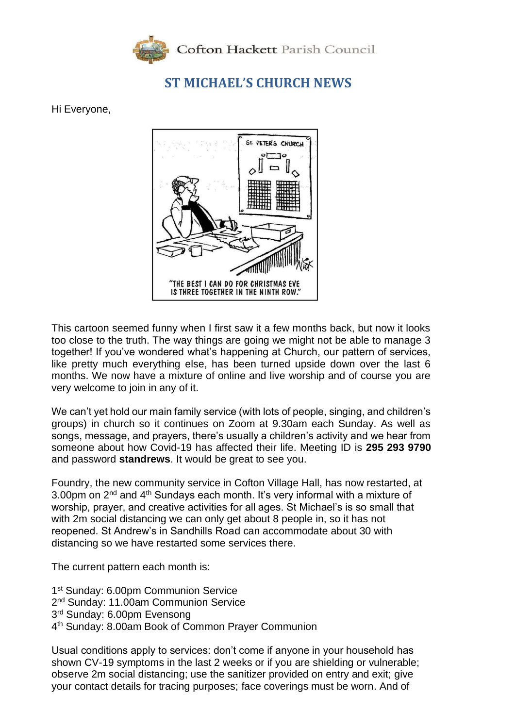Cofton Hackett Parish Council

# ST MICHAEL'S CHURCH NEWS

Hi Everyone,

"THE BEST I CAN DO FOR CHRISTMAS EVE IS THREE TOGETHER IN THE NINTH ROW."

This cartoon seemed funny when I first saw it a few months back, but now it looks too close to the truth. The way things are going we might not be able to manage 3 together! If you've wondered what's happening at Church, our pattern of services, like pretty much everything else, has been turned upside down over the last 6 months. We now have a mixture of online and live worship and of course you are very welcome to join in any of it.

We can't yet hold our main family service (with lots of people, singing, and children's groups) in church so it continues on Zoom at 9.30am each Sunday. As well as songs, message, and prayers, there's usually a children's activity and we hear from someone about how Covid-19 has affected their life. Meeting ID is **295 293 9790** and password **standrews**. It would be great to see you.

Foundry, the new community service in Cofton Village Hall, has now restarted, at 3.00pm on 2nd and 4th Sundays each month. It's very informal with a mixture of worship, prayer, and creative activities for all ages. St Michael's is so small that with 2m social distancing we can only get about 8 people in, so it has not reopened. St Andrew's in Sandhills Road can accommodate about 30 with distancing so we have restarted some services there.

The current pattern each month is:

1st Sunday: 6.00pm Communion Service
2nd Sunday: 11.00am Communion Service
3rd Sunday: 6.00pm Evensong
4th Sunday: 8.00am Book of Common Prayer Communion

Usual conditions apply to services: don't come if anyone in your household has shown CV-19 symptoms in the last 2 weeks or if you are shielding or vulnerable; observe 2m social distancing; use the sanitizer provided on entry and exit; give your contact details for tracing purposes; face coverings must be worn. And of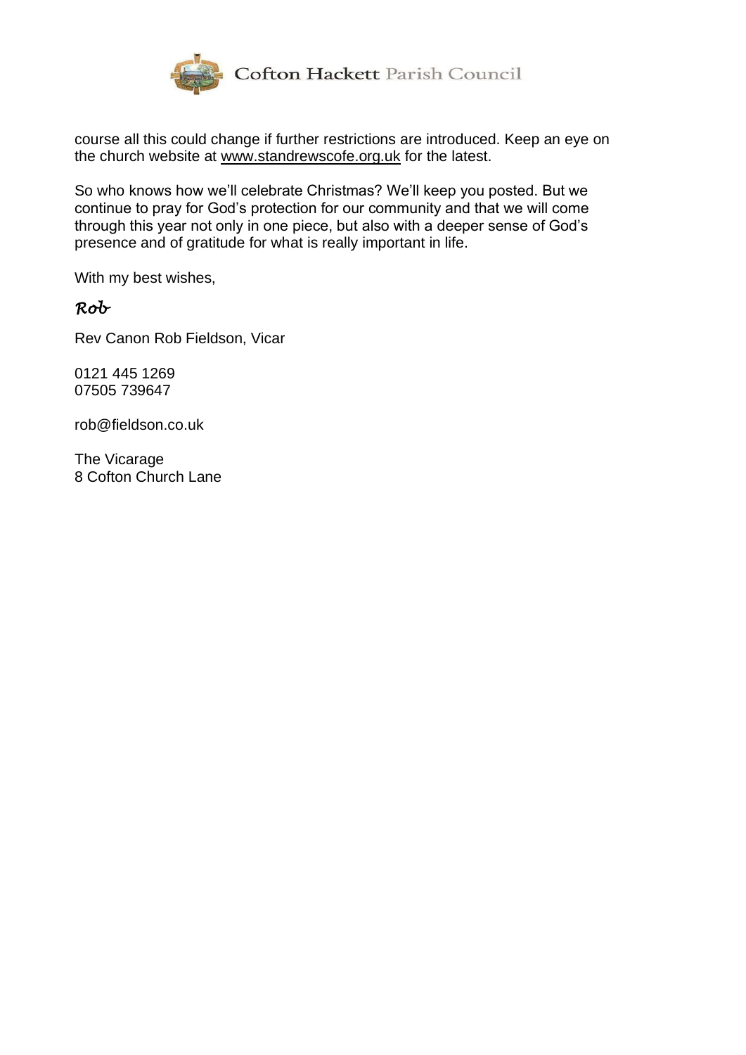course all this could change if further restrictions are introduced. Keep an eye on the church website at www.standrewscofe.org.uk for the latest.

So who knows how we'll celebrate Christmas? We'll keep you posted. But we continue to pray for God's protection for our community and that we will come through this year not only in one piece, but also with a deeper sense of God's presence and of gratitude for what is really important in life.

With my best wishes,

*Rob*

Rev Canon Rob Fieldson, Vicar

0121 445 1269
07505 739647

rob@fieldson.co.uk

The Vicarage
8 Cofton Church Lane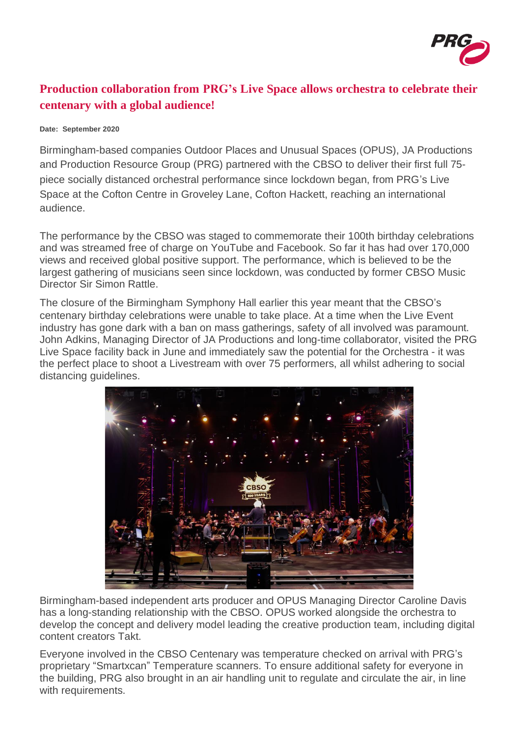## Production collaboration from PRG's Live Space allows orchestra to celebrate their centenary with a global audience!

**Date: September 2020**

Birmingham-based companies Outdoor Places and Unusual Spaces (OPUS), JA Productions and Production Resource Group (PRG) partnered with the CBSO to deliver their first full 75-piece socially distanced orchestral performance since lockdown began, from PRG's Live Space at the Cofton Centre in Groveley Lane, Cofton Hackett, reaching an international audience.

The performance by the CBSO was staged to commemorate their 100th birthday celebrations and was streamed free of charge on YouTube and Facebook. So far it has had over 170,000 views and received global positive support. The performance, which is believed to be the largest gathering of musicians seen since lockdown, was conducted by former CBSO Music Director Sir Simon Rattle.

The closure of the Birmingham Symphony Hall earlier this year meant that the CBSO's centenary birthday celebrations were unable to take place. At a time when the Live Event industry has gone dark with a ban on mass gatherings, safety of all involved was paramount. John Adkins, Managing Director of JA Productions and long-time collaborator, visited the PRG Live Space facility back in June and immediately saw the potential for the Orchestra - it was the perfect place to shoot a Livestream with over 75 performers, all whilst adhering to social distancing guidelines.

Birmingham-based independent arts producer and OPUS Managing Director Caroline Davis has a long-standing relationship with the CBSO. OPUS worked alongside the orchestra to develop the concept and delivery model leading the creative production team, including digital content creators Takt.

Everyone involved in the CBSO Centenary was temperature checked on arrival with PRG's proprietary "Smartxcan" Temperature scanners. To ensure additional safety for everyone in the building, PRG also brought in an air handling unit to regulate and circulate the air, in line with requirements.